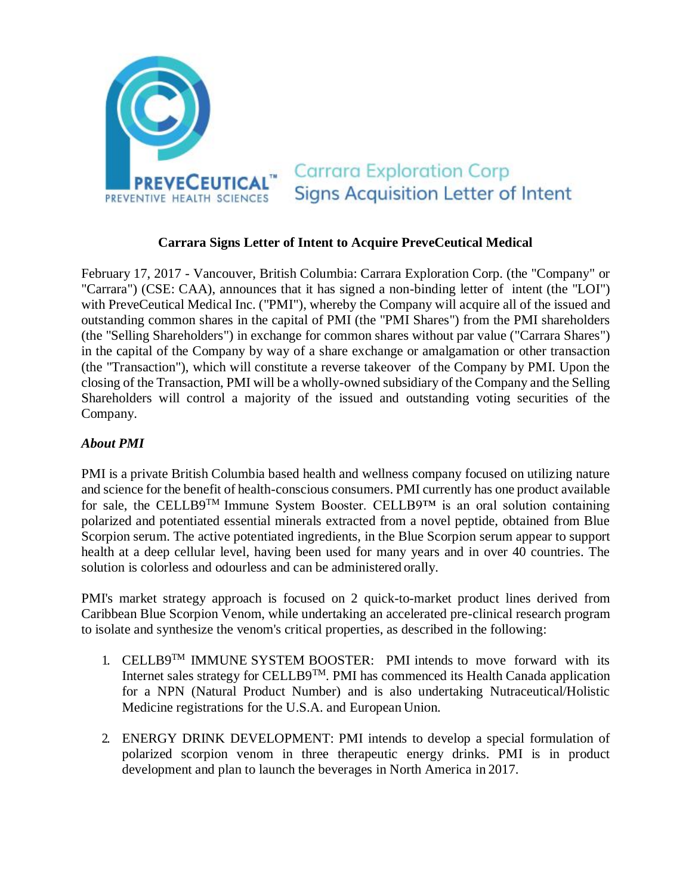PREVECEUTICAL™
PREVENTIVE HEALTH SCIENCES

Carrara Exploration Corp
Signs Acquisition Letter of Intent

## Carrara Signs Letter of Intent to Acquire PreveCeutical Medical

February 17, 2017 - Vancouver, British Columbia: Carrara Exploration Corp. (the "Company" or "Carrara") (CSE: CAA), announces that it has signed a non-binding letter of intent (the "LOI") with PreveCeutical Medical Inc. ("PMI"), whereby the Company will acquire all of the issued and outstanding common shares in the capital of PMI (the "PMI Shares") from the PMI shareholders (the "Selling Shareholders") in exchange for common shares without par value ("Carrara Shares") in the capital of the Company by way of a share exchange or amalgamation or other transaction (the "Transaction"), which will constitute a reverse takeover of the Company by PMI. Upon the closing of the Transaction, PMI will be a wholly-owned subsidiary of the Company and the Selling Shareholders will control a majority of the issued and outstanding voting securities of the Company.

### *About PMI*

PMI is a private British Columbia based health and wellness company focused on utilizing nature and science for the benefit of health-conscious consumers. PMI currently has one product available for sale, the CELLB9™ Immune System Booster. CELLB9™ is an oral solution containing polarized and potentiated essential minerals extracted from a novel peptide, obtained from Blue Scorpion serum. The active potentiated ingredients, in the Blue Scorpion serum appear to support health at a deep cellular level, having been used for many years and in over 40 countries. The solution is colorless and odourless and can be administered orally.

PMI's market strategy approach is focused on 2 quick-to-market product lines derived from Caribbean Blue Scorpion Venom, while undertaking an accelerated pre-clinical research program to isolate and synthesize the venom's critical properties, as described in the following:

1. CELLB9™ IMMUNE SYSTEM BOOSTER: PMI intends to move forward with its Internet sales strategy for CELLB9™. PMI has commenced its Health Canada application for a NPN (Natural Product Number) and is also undertaking Nutraceutical/Holistic Medicine registrations for the U.S.A. and European Union.

2. ENERGY DRINK DEVELOPMENT: PMI intends to develop a special formulation of polarized scorpion venom in three therapeutic energy drinks. PMI is in product development and plan to launch the beverages in North America in 2017.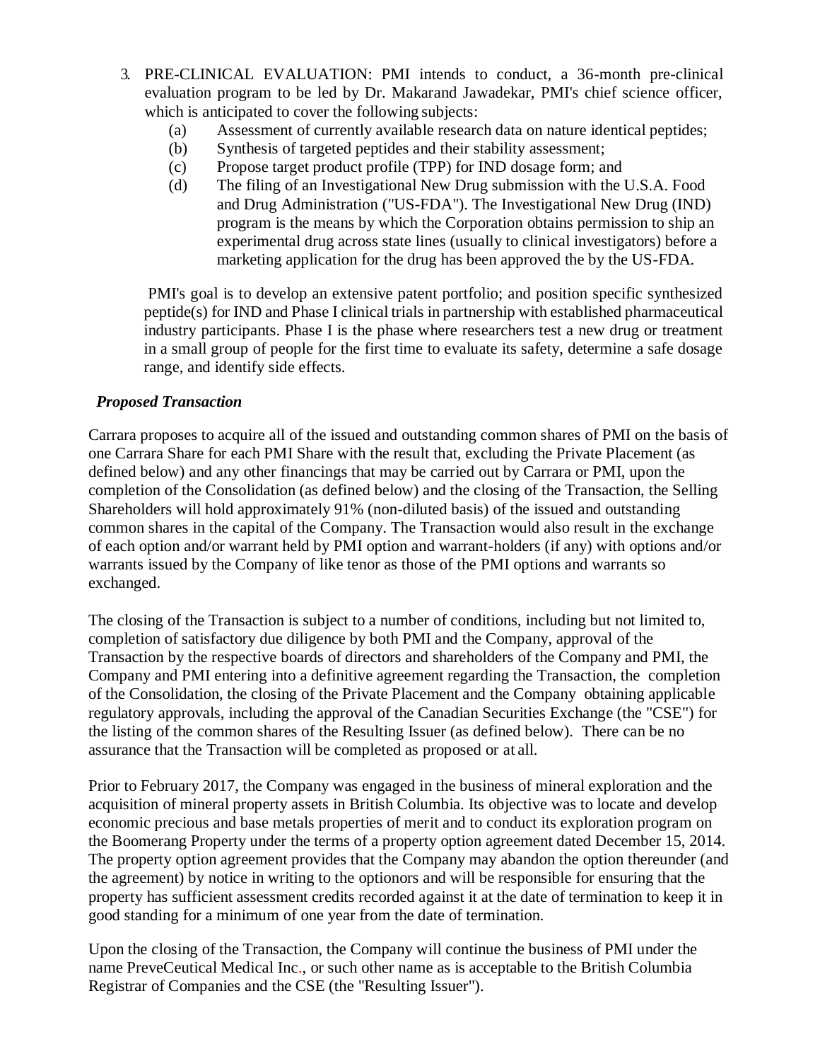3. PRE-CLINICAL EVALUATION: PMI intends to conduct, a 36-month pre-clinical evaluation program to be led by Dr. Makarand Jawadekar, PMI's chief science officer, which is anticipated to cover the following subjects:
    (a) Assessment of currently available research data on nature identical peptides;
    (b) Synthesis of targeted peptides and their stability assessment;
    (c) Propose target product profile (TPP) for IND dosage form; and
    (d) The filing of an Investigational New Drug submission with the U.S.A. Food and Drug Administration ("US-FDA"). The Investigational New Drug (IND) program is the means by which the Corporation obtains permission to ship an experimental drug across state lines (usually to clinical investigators) before a marketing application for the drug has been approved the by the US-FDA.

    PMI's goal is to develop an extensive patent portfolio; and position specific synthesized peptide(s) for IND and Phase I clinical trials in partnership with established pharmaceutical industry participants. Phase I is the phase where researchers test a new drug or treatment in a small group of people for the first time to evaluate its safety, determine a safe dosage range, and identify side effects.

***Proposed Transaction***

Carrara proposes to acquire all of the issued and outstanding common shares of PMI on the basis of one Carrara Share for each PMI Share with the result that, excluding the Private Placement (as defined below) and any other financings that may be carried out by Carrara or PMI, upon the completion of the Consolidation (as defined below) and the closing of the Transaction, the Selling Shareholders will hold approximately 91% (non-diluted basis) of the issued and outstanding common shares in the capital of the Company. The Transaction would also result in the exchange of each option and/or warrant held by PMI option and warrant-holders (if any) with options and/or warrants issued by the Company of like tenor as those of the PMI options and warrants so exchanged.

The closing of the Transaction is subject to a number of conditions, including but not limited to, completion of satisfactory due diligence by both PMI and the Company, approval of the Transaction by the respective boards of directors and shareholders of the Company and PMI, the Company and PMI entering into a definitive agreement regarding the Transaction, the completion of the Consolidation, the closing of the Private Placement and the Company obtaining applicable regulatory approvals, including the approval of the Canadian Securities Exchange (the "CSE") for the listing of the common shares of the Resulting Issuer (as defined below). There can be no assurance that the Transaction will be completed as proposed or at all.

Prior to February 2017, the Company was engaged in the business of mineral exploration and the acquisition of mineral property assets in British Columbia. Its objective was to locate and develop economic precious and base metals properties of merit and to conduct its exploration program on the Boomerang Property under the terms of a property option agreement dated December 15, 2014. The property option agreement provides that the Company may abandon the option thereunder (and the agreement) by notice in writing to the optionors and will be responsible for ensuring that the property has sufficient assessment credits recorded against it at the date of termination to keep it in good standing for a minimum of one year from the date of termination.

Upon the closing of the Transaction, the Company will continue the business of PMI under the name PreveCeutical Medical Inc., or such other name as is acceptable to the British Columbia Registrar of Companies and the CSE (the "Resulting Issuer").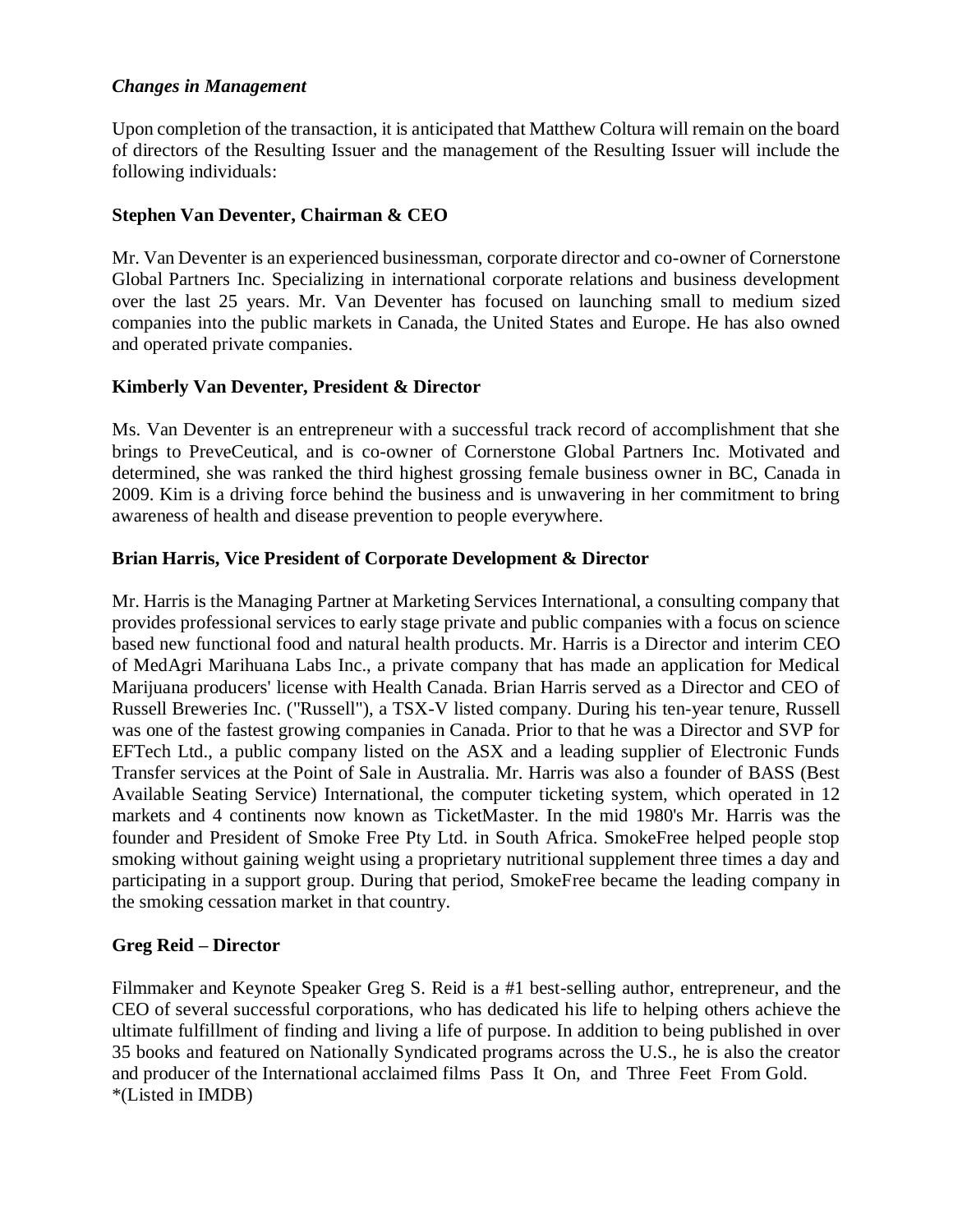*Changes in Management*

Upon completion of the transaction, it is anticipated that Matthew Coltura will remain on the board of directors of the Resulting Issuer and the management of the Resulting Issuer will include the following individuals:

**Stephen Van Deventer, Chairman & CEO**

Mr. Van Deventer is an experienced businessman, corporate director and co-owner of Cornerstone Global Partners Inc. Specializing in international corporate relations and business development over the last 25 years. Mr. Van Deventer has focused on launching small to medium sized companies into the public markets in Canada, the United States and Europe. He has also owned and operated private companies.

**Kimberly Van Deventer, President & Director**

Ms. Van Deventer is an entrepreneur with a successful track record of accomplishment that she brings to PreveCeutical, and is co-owner of Cornerstone Global Partners Inc. Motivated and determined, she was ranked the third highest grossing female business owner in BC, Canada in 2009. Kim is a driving force behind the business and is unwavering in her commitment to bring awareness of health and disease prevention to people everywhere.

**Brian Harris, Vice President of Corporate Development & Director**

Mr. Harris is the Managing Partner at Marketing Services International, a consulting company that provides professional services to early stage private and public companies with a focus on science based new functional food and natural health products. Mr. Harris is a Director and interim CEO of MedAgri Marihuana Labs Inc., a private company that has made an application for Medical Marijuana producers' license with Health Canada. Brian Harris served as a Director and CEO of Russell Breweries Inc. ("Russell"), a TSX-V listed company. During his ten-year tenure, Russell was one of the fastest growing companies in Canada. Prior to that he was a Director and SVP for EFTech Ltd., a public company listed on the ASX and a leading supplier of Electronic Funds Transfer services at the Point of Sale in Australia. Mr. Harris was also a founder of BASS (Best Available Seating Service) International, the computer ticketing system, which operated in 12 markets and 4 continents now known as TicketMaster. In the mid 1980's Mr. Harris was the founder and President of Smoke Free Pty Ltd. in South Africa. SmokeFree helped people stop smoking without gaining weight using a proprietary nutritional supplement three times a day and participating in a support group. During that period, SmokeFree became the leading company in the smoking cessation market in that country.

**Greg Reid – Director**

Filmmaker and Keynote Speaker Greg S. Reid is a #1 best-selling author, entrepreneur, and the CEO of several successful corporations, who has dedicated his life to helping others achieve the ultimate fulfillment of finding and living a life of purpose. In addition to being published in over 35 books and featured on Nationally Syndicated programs across the U.S., he is also the creator and producer of the International acclaimed films Pass It On, and Three Feet From Gold. *(Listed in IMDB)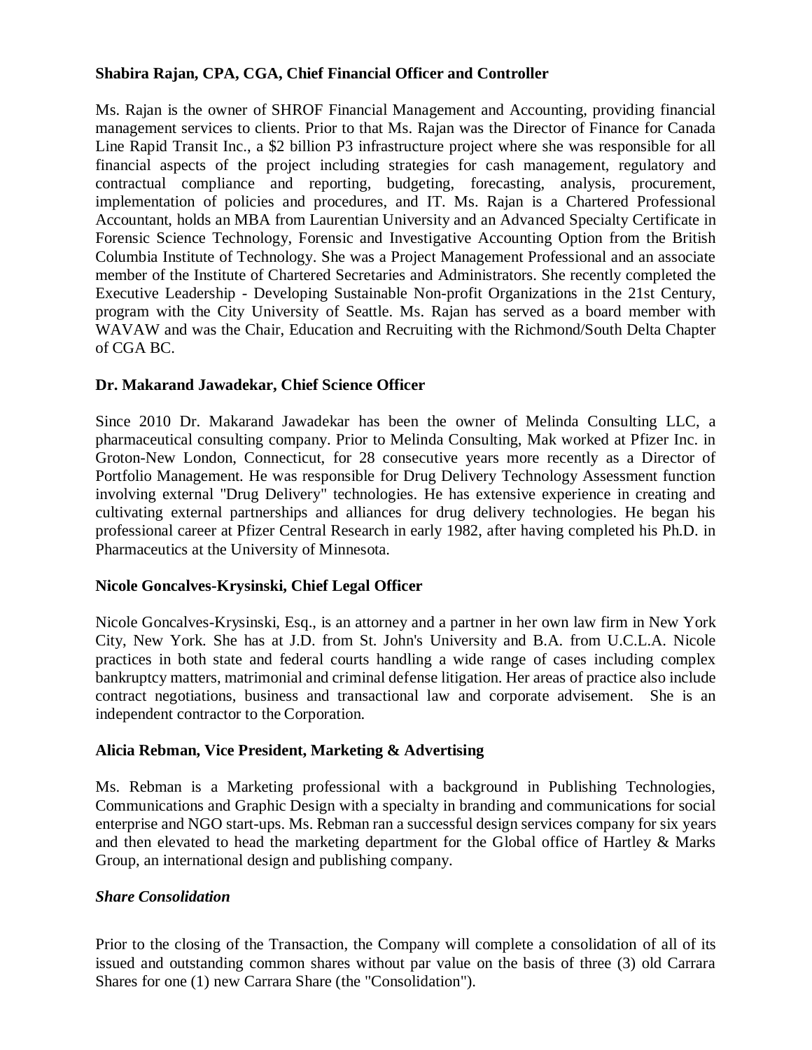**Shabira Rajan, CPA, CGA, Chief Financial Officer and Controller**

Ms. Rajan is the owner of SHROF Financial Management and Accounting, providing financial management services to clients. Prior to that Ms. Rajan was the Director of Finance for Canada Line Rapid Transit Inc., a $2 billion P3 infrastructure project where she was responsible for all financial aspects of the project including strategies for cash management, regulatory and contractual compliance and reporting, budgeting, forecasting, analysis, procurement, implementation of policies and procedures, and IT. Ms. Rajan is a Chartered Professional Accountant, holds an MBA from Laurentian University and an Advanced Specialty Certificate in Forensic Science Technology, Forensic and Investigative Accounting Option from the British Columbia Institute of Technology. She was a Project Management Professional and an associate member of the Institute of Chartered Secretaries and Administrators. She recently completed the Executive Leadership - Developing Sustainable Non-profit Organizations in the 21st Century, program with the City University of Seattle. Ms. Rajan has served as a board member with WAVAW and was the Chair, Education and Recruiting with the Richmond/South Delta Chapter of CGA BC.

**Dr. Makarand Jawadekar, Chief Science Officer**

Since 2010 Dr. Makarand Jawadekar has been the owner of Melinda Consulting LLC, a pharmaceutical consulting company. Prior to Melinda Consulting, Mak worked at Pfizer Inc. in Groton-New London, Connecticut, for 28 consecutive years more recently as a Director of Portfolio Management. He was responsible for Drug Delivery Technology Assessment function involving external "Drug Delivery" technologies. He has extensive experience in creating and cultivating external partnerships and alliances for drug delivery technologies. He began his professional career at Pfizer Central Research in early 1982, after having completed his Ph.D. in Pharmaceutics at the University of Minnesota.

**Nicole Goncalves-Krysinski, Chief Legal Officer**

Nicole Goncalves-Krysinski, Esq., is an attorney and a partner in her own law firm in New York City, New York. She has at J.D. from St. John's University and B.A. from U.C.L.A. Nicole practices in both state and federal courts handling a wide range of cases including complex bankruptcy matters, matrimonial and criminal defense litigation. Her areas of practice also include contract negotiations, business and transactional law and corporate advisement. She is an independent contractor to the Corporation.

**Alicia Rebman, Vice President, Marketing & Advertising**

Ms. Rebman is a Marketing professional with a background in Publishing Technologies, Communications and Graphic Design with a specialty in branding and communications for social enterprise and NGO start-ups. Ms. Rebman ran a successful design services company for six years and then elevated to head the marketing department for the Global office of Hartley & Marks Group, an international design and publishing company.

***Share Consolidation***

Prior to the closing of the Transaction, the Company will complete a consolidation of all of its issued and outstanding common shares without par value on the basis of three (3) old Carrara Shares for one (1) new Carrara Share (the "Consolidation").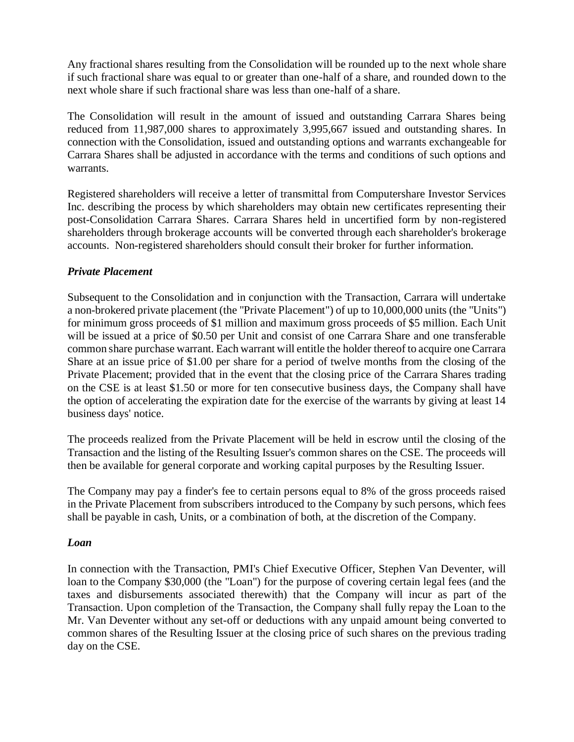Any fractional shares resulting from the Consolidation will be rounded up to the next whole share if such fractional share was equal to or greater than one-half of a share, and rounded down to the next whole share if such fractional share was less than one-half of a share.

The Consolidation will result in the amount of issued and outstanding Carrara Shares being reduced from 11,987,000 shares to approximately 3,995,667 issued and outstanding shares. In connection with the Consolidation, issued and outstanding options and warrants exchangeable for Carrara Shares shall be adjusted in accordance with the terms and conditions of such options and warrants.

Registered shareholders will receive a letter of transmittal from Computershare Investor Services Inc. describing the process by which shareholders may obtain new certificates representing their post-Consolidation Carrara Shares. Carrara Shares held in uncertified form by non-registered shareholders through brokerage accounts will be converted through each shareholder's brokerage accounts. Non-registered shareholders should consult their broker for further information.

***Private Placement***

Subsequent to the Consolidation and in conjunction with the Transaction, Carrara will undertake a non-brokered private placement (the "Private Placement") of up to 10,000,000 units (the "Units") for minimum gross proceeds of $1 million and maximum gross proceeds of $5 million. Each Unit will be issued at a price of $0.50 per Unit and consist of one Carrara Share and one transferable common share purchase warrant. Each warrant will entitle the holder thereof to acquire one Carrara Share at an issue price of $1.00 per share for a period of twelve months from the closing of the Private Placement; provided that in the event that the closing price of the Carrara Shares trading on the CSE is at least $1.50 or more for ten consecutive business days, the Company shall have the option of accelerating the expiration date for the exercise of the warrants by giving at least 14 business days' notice.

The proceeds realized from the Private Placement will be held in escrow until the closing of the Transaction and the listing of the Resulting Issuer's common shares on the CSE. The proceeds will then be available for general corporate and working capital purposes by the Resulting Issuer.

The Company may pay a finder's fee to certain persons equal to 8% of the gross proceeds raised in the Private Placement from subscribers introduced to the Company by such persons, which fees shall be payable in cash, Units, or a combination of both, at the discretion of the Company.

***Loan***

In connection with the Transaction, PMI's Chief Executive Officer, Stephen Van Deventer, will loan to the Company $30,000 (the "Loan") for the purpose of covering certain legal fees (and the taxes and disbursements associated therewith) that the Company will incur as part of the Transaction. Upon completion of the Transaction, the Company shall fully repay the Loan to the Mr. Van Deventer without any set-off or deductions with any unpaid amount being converted to common shares of the Resulting Issuer at the closing price of such shares on the previous trading day on the CSE.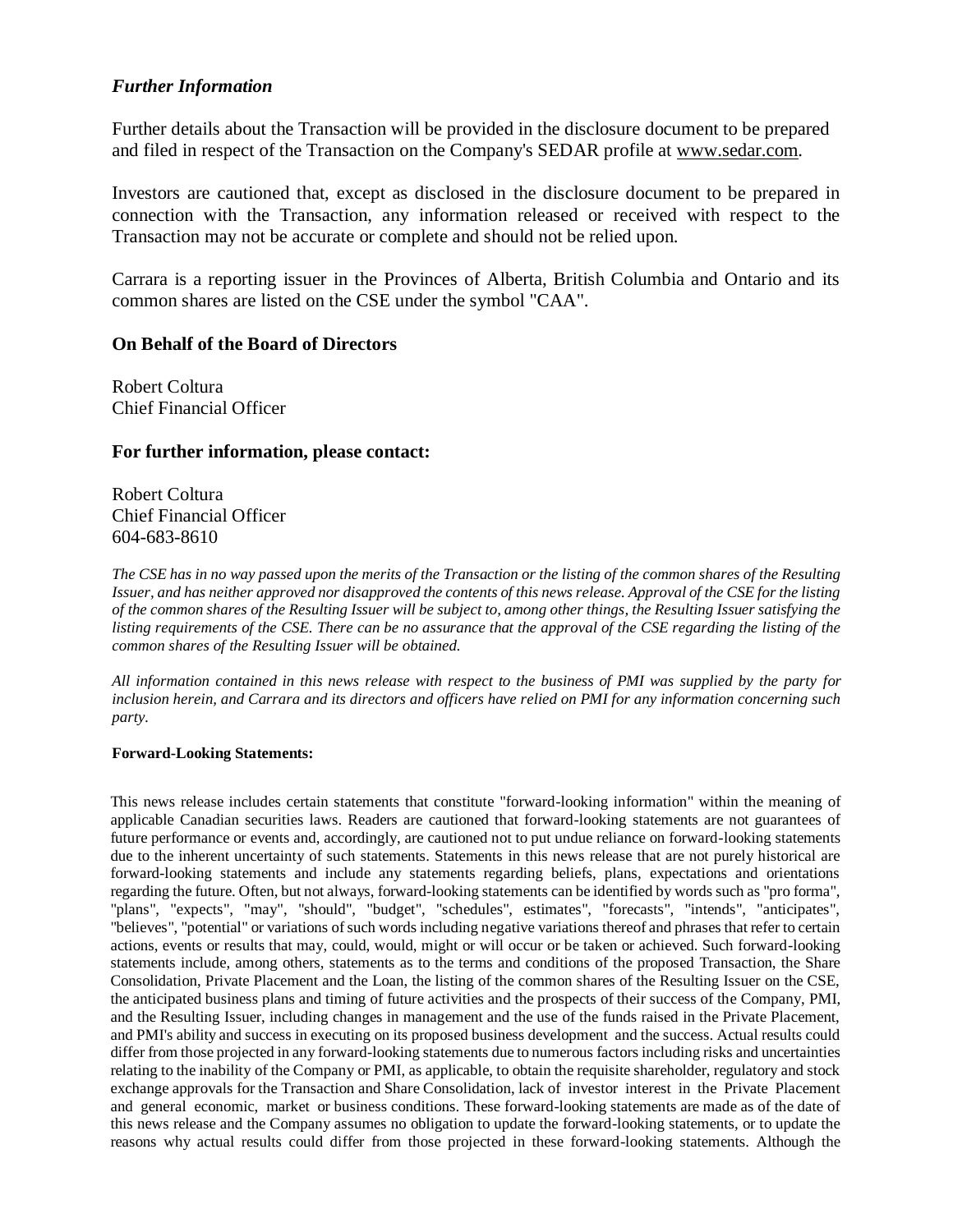### *Further Information*

Further details about the Transaction will be provided in the disclosure document to be prepared and filed in respect of the Transaction on the Company's SEDAR profile at www.sedar.com.

Investors are cautioned that, except as disclosed in the disclosure document to be prepared in connection with the Transaction, any information released or received with respect to the Transaction may not be accurate or complete and should not be relied upon.

Carrara is a reporting issuer in the Provinces of Alberta, British Columbia and Ontario and its common shares are listed on the CSE under the symbol "CAA".

**On Behalf of the Board of Directors**

Robert Coltura
Chief Financial Officer

**For further information, please contact:**

Robert Coltura
Chief Financial Officer
604-683-8610

*The CSE has in no way passed upon the merits of the Transaction or the listing of the common shares of the Resulting Issuer, and has neither approved nor disapproved the contents of this news release. Approval of the CSE for the listing of the common shares of the Resulting Issuer will be subject to, among other things, the Resulting Issuer satisfying the listing requirements of the CSE. There can be no assurance that the approval of the CSE regarding the listing of the common shares of the Resulting Issuer will be obtained.*

*All information contained in this news release with respect to the business of PMI was supplied by the party for inclusion herein, and Carrara and its directors and officers have relied on PMI for any information concerning such party.*

**Forward-Looking Statements:**

This news release includes certain statements that constitute "forward-looking information" within the meaning of applicable Canadian securities laws. Readers are cautioned that forward-looking statements are not guarantees of future performance or events and, accordingly, are cautioned not to put undue reliance on forward-looking statements due to the inherent uncertainty of such statements. Statements in this news release that are not purely historical are forward-looking statements and include any statements regarding beliefs, plans, expectations and orientations regarding the future. Often, but not always, forward-looking statements can be identified by words such as "pro forma", "plans", "expects", "may", "should", "budget", "schedules", estimates", "forecasts", "intends", "anticipates", "believes", "potential" or variations of such words including negative variations thereof and phrases that refer to certain actions, events or results that may, could, would, might or will occur or be taken or achieved. Such forward-looking statements include, among others, statements as to the terms and conditions of the proposed Transaction, the Share Consolidation, Private Placement and the Loan, the listing of the common shares of the Resulting Issuer on the CSE, the anticipated business plans and timing of future activities and the prospects of their success of the Company, PMI, and the Resulting Issuer, including changes in management and the use of the funds raised in the Private Placement, and PMI's ability and success in executing on its proposed business development and the success. Actual results could differ from those projected in any forward-looking statements due to numerous factors including risks and uncertainties relating to the inability of the Company or PMI, as applicable, to obtain the requisite shareholder, regulatory and stock exchange approvals for the Transaction and Share Consolidation, lack of investor interest in the Private Placement and general economic, market or business conditions. These forward-looking statements are made as of the date of this news release and the Company assumes no obligation to update the forward-looking statements, or to update the reasons why actual results could differ from those projected in these forward-looking statements. Although the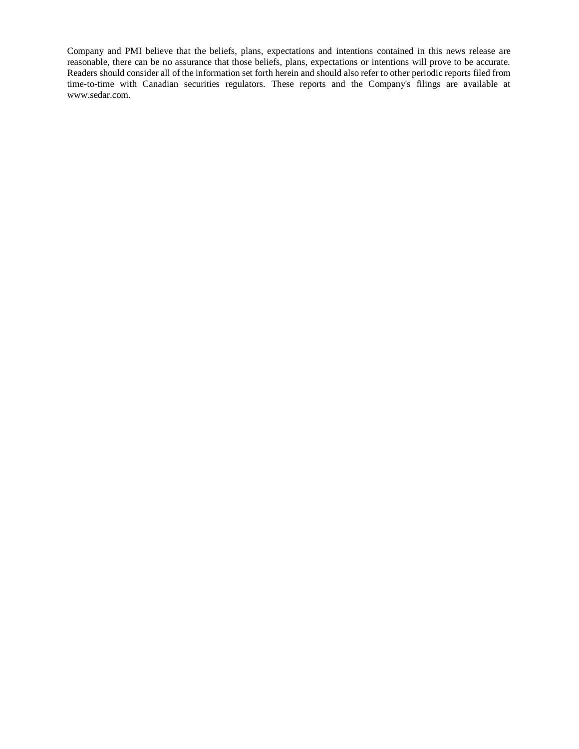Company and PMI believe that the beliefs, plans, expectations and intentions contained in this news release are reasonable, there can be no assurance that those beliefs, plans, expectations or intentions will prove to be accurate. Readers should consider all of the information set forth herein and should also refer to other periodic reports filed from time-to-time with Canadian securities regulators. These reports and the Company's filings are available at www.sedar.com.